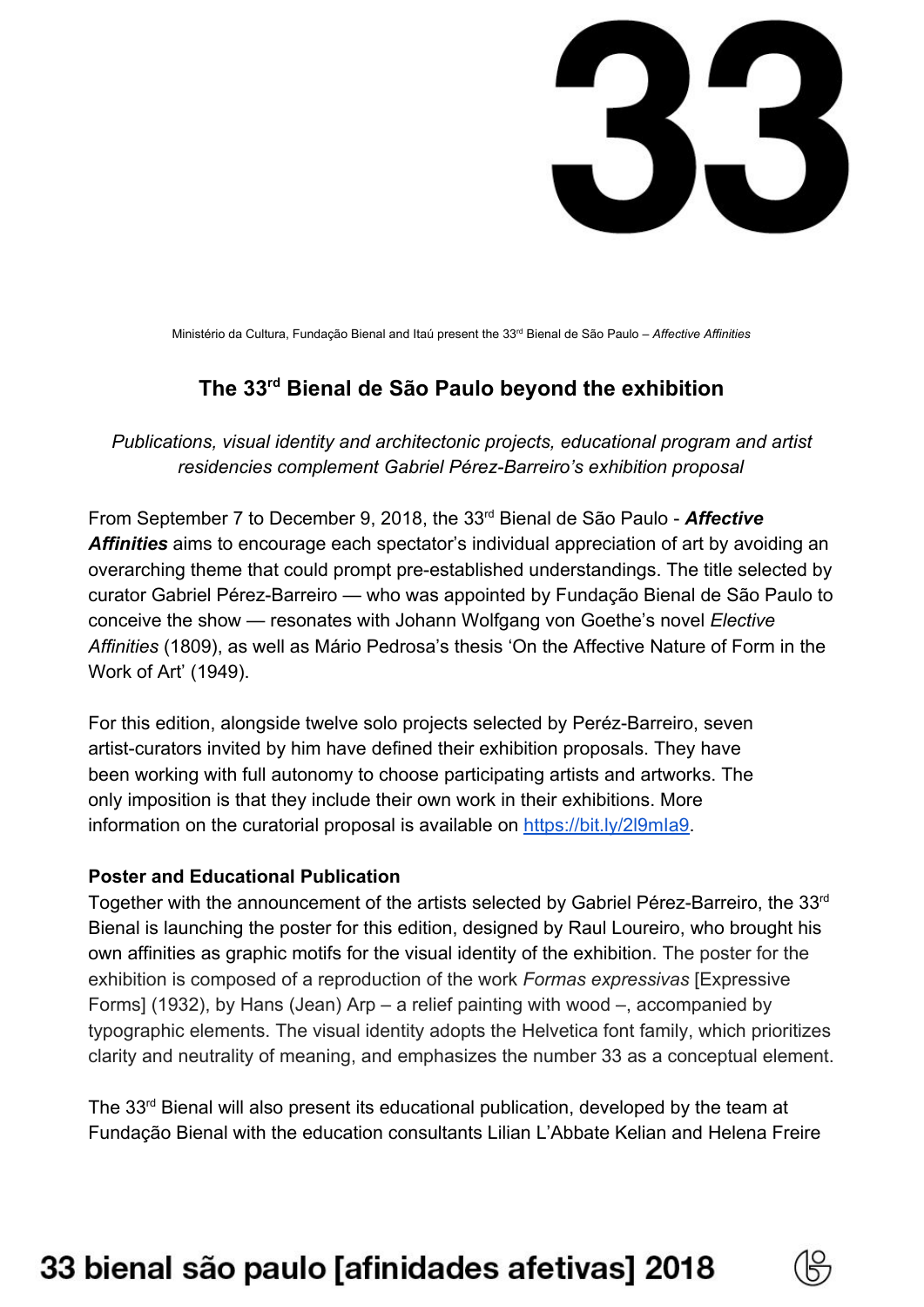# 33

Ministério da Cultura, Fundação Bienal and Itaú present the 33rd Bienal de São Paulo – *Affective Affinities*

## The 33rd Bienal de São Paulo beyond the exhibition

*Publications, visual identity and architectonic projects, educational program and artist residencies complement Gabriel Pérez-Barreiro's exhibition proposal*

From September 7 to December 9, 2018, the 33rd Bienal de São Paulo - ***Affective Affinities*** aims to encourage each spectator's individual appreciation of art by avoiding an overarching theme that could prompt pre-established understandings. The title selected by curator Gabriel Pérez-Barreiro — who was appointed by Fundação Bienal de São Paulo to conceive the show — resonates with Johann Wolfgang von Goethe's novel *Elective Affinities* (1809), as well as Mário Pedrosa's thesis 'On the Affective Nature of Form in the Work of Art' (1949).

For this edition, alongside twelve solo projects selected by Peréz-Barreiro, seven artist-curators invited by him have defined their exhibition proposals. They have been working with full autonomy to choose participating artists and artworks. The only imposition is that they include their own work in their exhibitions. More information on the curatorial proposal is available on https://bit.ly/2l9mIa9.

**Poster and Educational Publication**

Together with the announcement of the artists selected by Gabriel Pérez-Barreiro, the 33rd Bienal is launching the poster for this edition, designed by Raul Loureiro, who brought his own affinities as graphic motifs for the visual identity of the exhibition. The poster for the exhibition is composed of a reproduction of the work *Formas expressivas* [Expressive Forms] (1932), by Hans (Jean) Arp – a relief painting with wood –, accompanied by typographic elements. The visual identity adopts the Helvetica font family, which prioritizes clarity and neutrality of meaning, and emphasizes the number 33 as a conceptual element.

The 33rd Bienal will also present its educational publication, developed by the team at Fundação Bienal with the education consultants Lilian L'Abbate Kelian and Helena Freire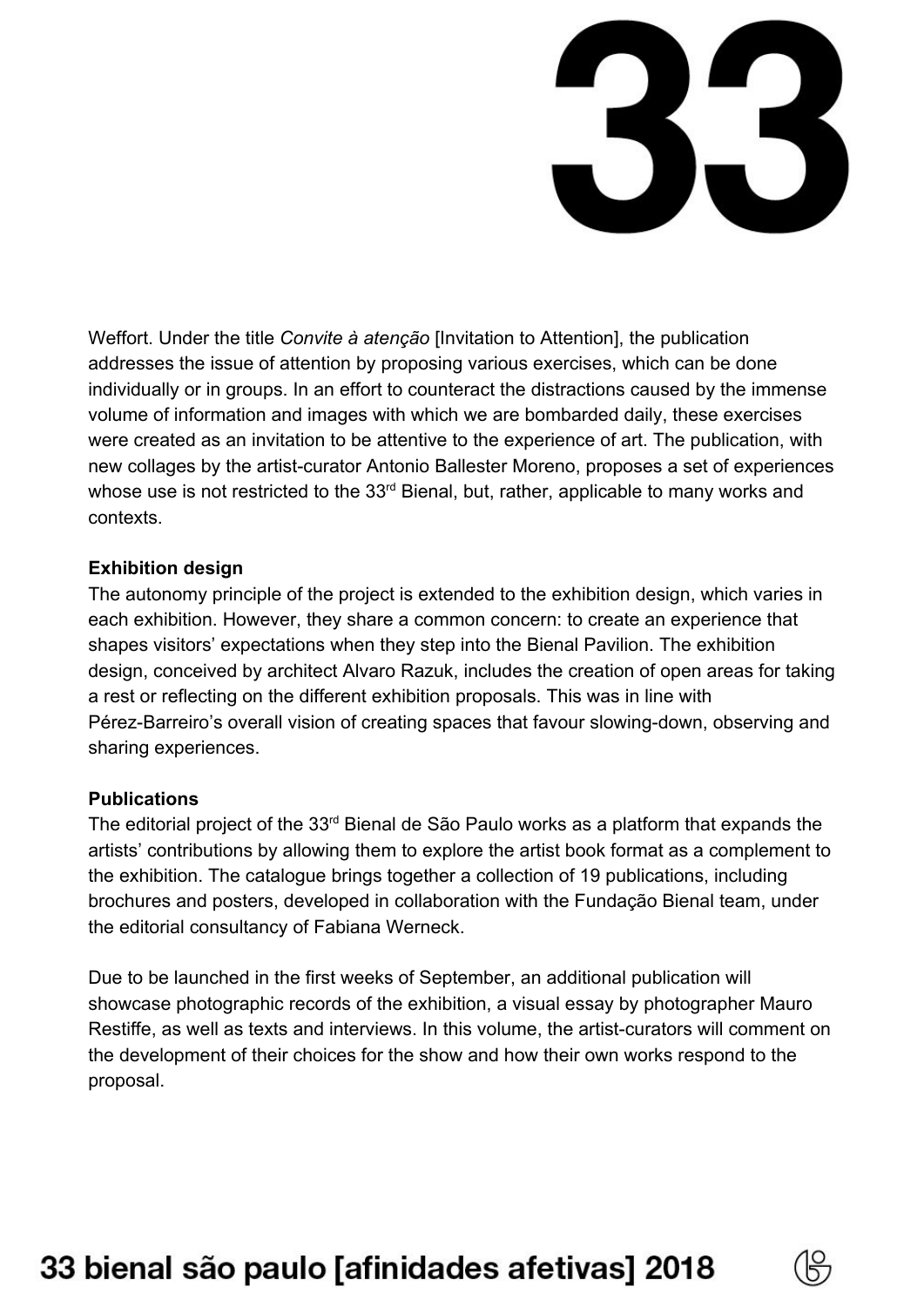Weffort. Under the title *Convite à atenção* [Invitation to Attention], the publication addresses the issue of attention by proposing various exercises, which can be done individually or in groups. In an effort to counteract the distractions caused by the immense volume of information and images with which we are bombarded daily, these exercises were created as an invitation to be attentive to the experience of art. The publication, with new collages by the artist-curator Antonio Ballester Moreno, proposes a set of experiences whose use is not restricted to the 33rd Bienal, but, rather, applicable to many works and contexts.

**Exhibition design**

The autonomy principle of the project is extended to the exhibition design, which varies in each exhibition. However, they share a common concern: to create an experience that shapes visitors' expectations when they step into the Bienal Pavilion. The exhibition design, conceived by architect Alvaro Razuk, includes the creation of open areas for taking a rest or reflecting on the different exhibition proposals. This was in line with Pérez-Barreiro's overall vision of creating spaces that favour slowing-down, observing and sharing experiences.

**Publications**

The editorial project of the 33rd Bienal de São Paulo works as a platform that expands the artists' contributions by allowing them to explore the artist book format as a complement to the exhibition. The catalogue brings together a collection of 19 publications, including brochures and posters, developed in collaboration with the Fundação Bienal team, under the editorial consultancy of Fabiana Werneck.

Due to be launched in the first weeks of September, an additional publication will showcase photographic records of the exhibition, a visual essay by photographer Mauro Restiffe, as well as texts and interviews. In this volume, the artist-curators will comment on the development of their choices for the show and how their own works respond to the proposal.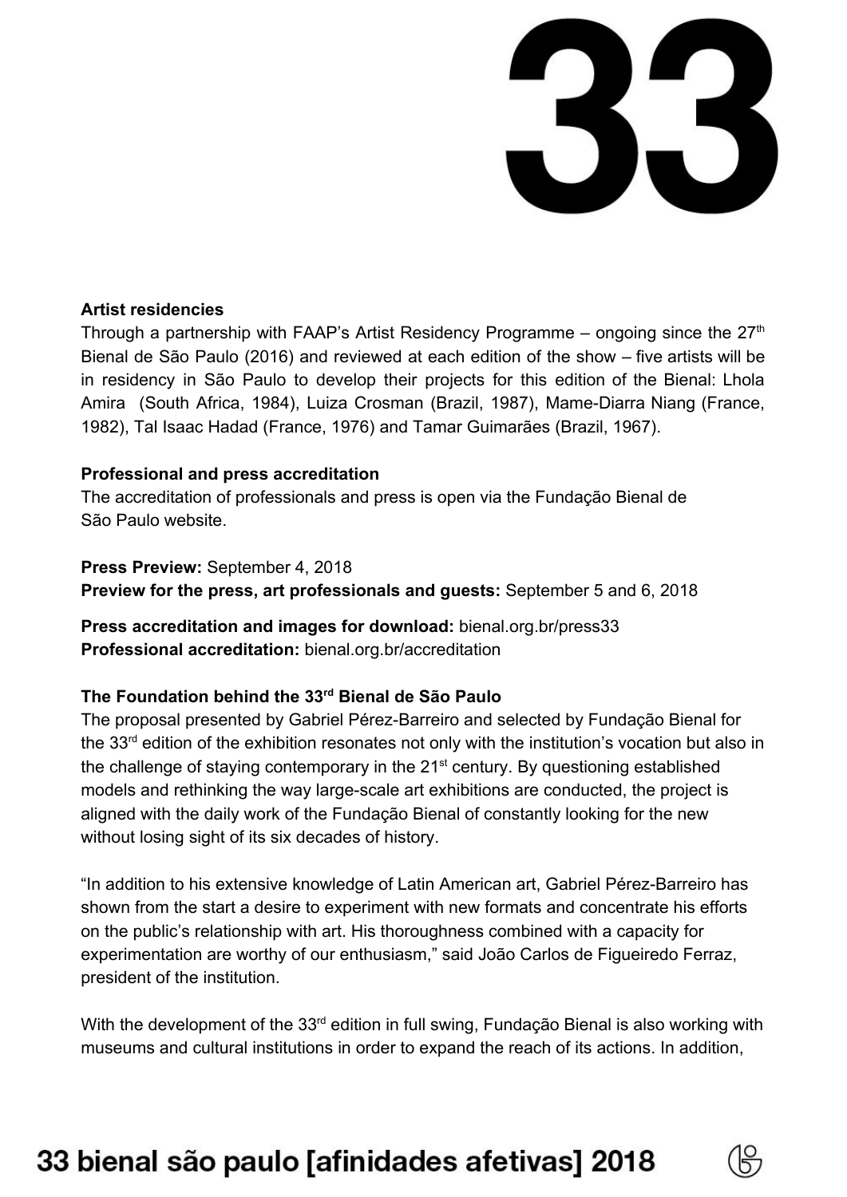### Artist residencies

Through a partnership with FAAP's Artist Residency Programme – ongoing since the 27th Bienal de São Paulo (2016) and reviewed at each edition of the show – five artists will be in residency in São Paulo to develop their projects for this edition of the Bienal: Lhola Amira (South Africa, 1984), Luiza Crosman (Brazil, 1987), Mame-Diarra Niang (France, 1982), Tal Isaac Hadad (France, 1976) and Tamar Guimarães (Brazil, 1967).

### Professional and press accreditation

The accreditation of professionals and press is open via the Fundação Bienal de São Paulo website.

**Press Preview:** September 4, 2018
**Preview for the press, art professionals and guests:** September 5 and 6, 2018

**Press accreditation and images for download:** bienal.org.br/press33
**Professional accreditation:** bienal.org.br/accreditation

### The Foundation behind the 33rd Bienal de São Paulo

The proposal presented by Gabriel Pérez-Barreiro and selected by Fundação Bienal for the 33rd edition of the exhibition resonates not only with the institution's vocation but also in the challenge of staying contemporary in the 21st century. By questioning established models and rethinking the way large-scale art exhibitions are conducted, the project is aligned with the daily work of the Fundação Bienal of constantly looking for the new without losing sight of its six decades of history.

"In addition to his extensive knowledge of Latin American art, Gabriel Pérez-Barreiro has shown from the start a desire to experiment with new formats and concentrate his efforts on the public's relationship with art. His thoroughness combined with a capacity for experimentation are worthy of our enthusiasm," said João Carlos de Figueiredo Ferraz, president of the institution.

With the development of the 33rd edition in full swing, Fundação Bienal is also working with museums and cultural institutions in order to expand the reach of its actions. In addition,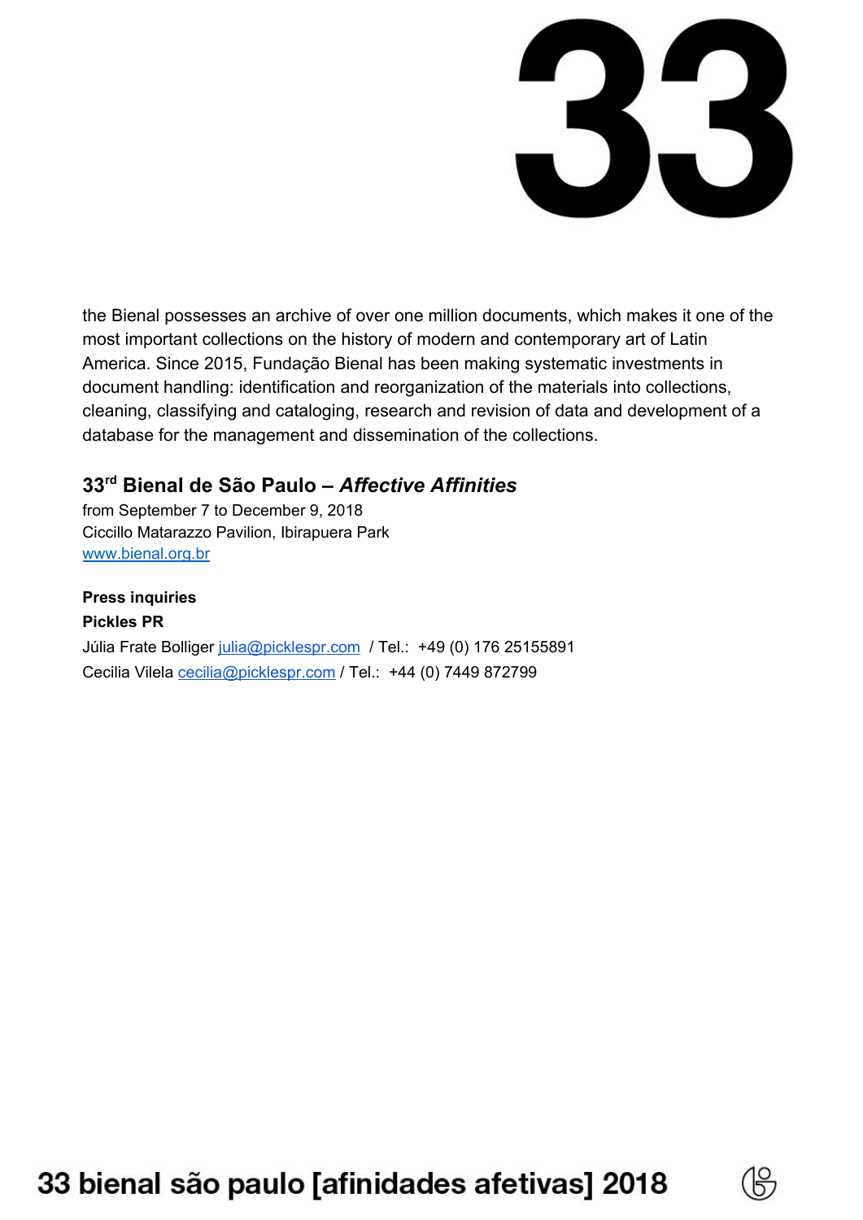the Bienal possesses an archive of over one million documents, which makes it one of the most important collections on the history of modern and contemporary art of Latin America. Since 2015, Fundação Bienal has been making systematic investments in document handling: identification and reorganization of the materials into collections, cleaning, classifying and cataloging, research and revision of data and development of a database for the management and dissemination of the collections.

### 33[rd] Bienal de São Paulo – *Affective Affinities*

from September 7 to December 9, 2018
Ciccillo Matarazzo Pavilion, Ibirapuera Park
www.bienal.org.br

**Press inquiries**
**Pickles PR**
Júlia Frate Bolliger julia@picklespr.com / Tel.: +49 (0) 176 25155891
Cecilia Vilela cecilia@picklespr.com / Tel.: +44 (0) 7449 872799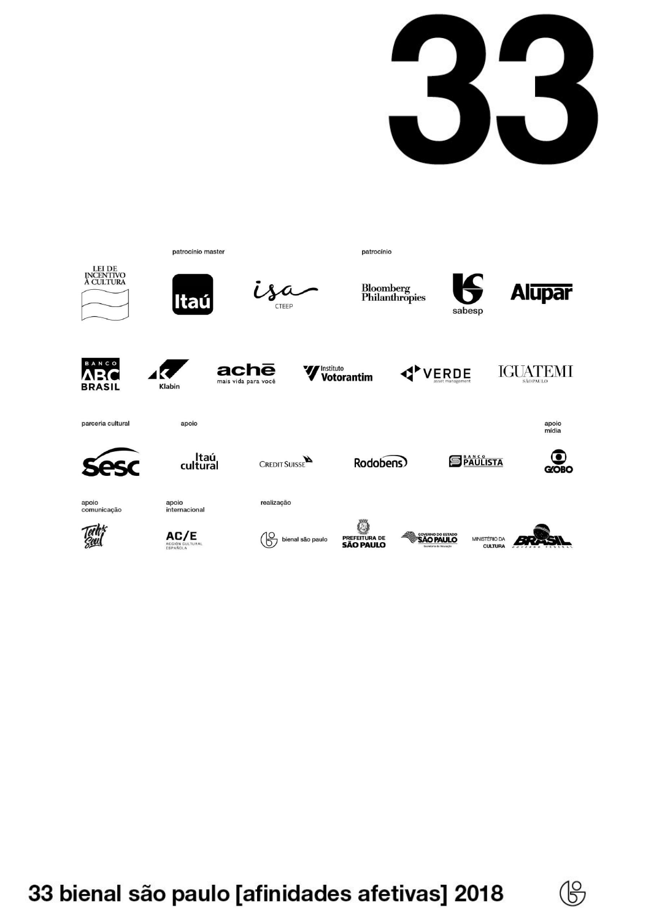# 33

patrocínio master

patrocínio

LEI DE INCENTIVO À CULTURA

Itaú

isa CTEEP

Bloomberg Philanthropies

sabesp

Alupar

BANCO ABC BRASIL

Klabin

achē mais vida para você

Instituto Votorantim

VERDE asset management

IGUATEMI SÃO PAULO

parceria cultural

apoio

apoio mídia

Sesc

Itaú cultural

CREDIT SUISSE

Rodobens

BANCO PAULISTA

GLOBO

apoio comunicação

apoio internacional

realização

Tech Soul

AC/E ACCIÓN CULTURAL ESPAÑOLA

bienal são paulo

PREFEITURA DE SÃO PAULO

GOVERNO DO ESTADO SÃO PAULO

MINISTÉRIO DA CULTURA

BRASIL GOVERNO FEDERAL

33 bienal são paulo [afinidades afetivas] 2018